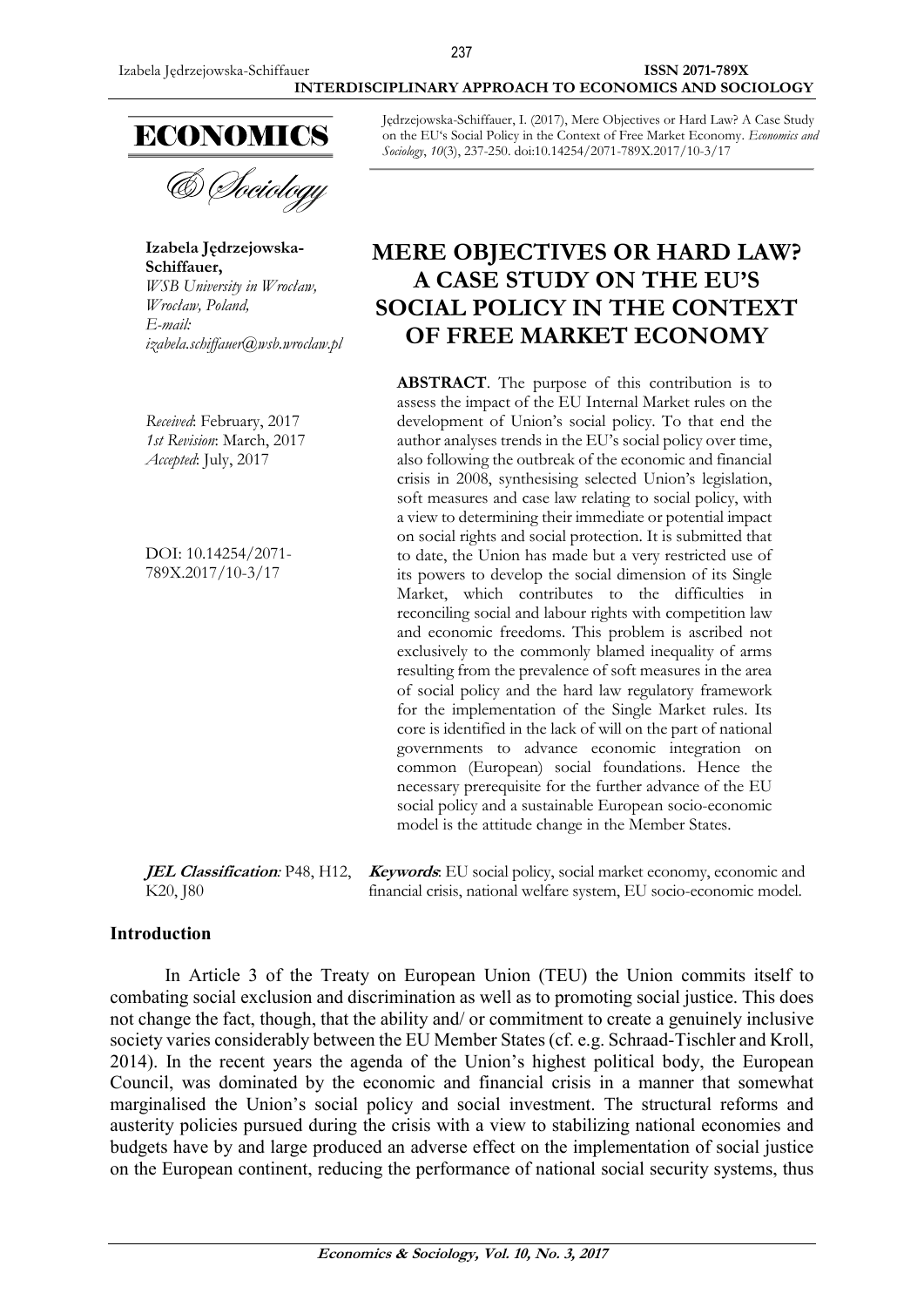Jędrzejowska-Schiffauer, I. (2017), Mere Objectives or Hard Law? A Case Study on the EU's Social Policy in the Context of Free Market Economy. *Economics and Sociology*, *10*(3), 237-250. doi:10.14254/2071-789X.2017/10-3/17

**Izabela Jędrzejowska-Schiffauer,**
*WSB University in Wrocław,*
*Wrocław, Poland,*
*E-mail:*
*izabela.schiffauer@wsb.wroclaw.pl*

*Received*: February, 2017
*1st Revision*: March, 2017
*Accepted*: July, 2017

DOI: 10.14254/2071-789X.2017/10-3/17

# MERE OBJECTIVES OR HARD LAW? A CASE STUDY ON THE EU'S SOCIAL POLICY IN THE CONTEXT OF FREE MARKET ECONOMY

**ABSTRACT**. The purpose of this contribution is to assess the impact of the EU Internal Market rules on the development of Union's social policy. To that end the author analyses trends in the EU's social policy over time, also following the outbreak of the economic and financial crisis in 2008, synthesising selected Union's legislation, soft measures and case law relating to social policy, with a view to determining their immediate or potential impact on social rights and social protection. It is submitted that to date, the Union has made but a very restricted use of its powers to develop the social dimension of its Single Market, which contributes to the difficulties in reconciling social and labour rights with competition law and economic freedoms. This problem is ascribed not exclusively to the commonly blamed inequality of arms resulting from the prevalence of soft measures in the area of social policy and the hard law regulatory framework for the implementation of the Single Market rules. Its core is identified in the lack of will on the part of national governments to advance economic integration on common (European) social foundations. Hence the necessary prerequisite for the further advance of the EU social policy and a sustainable European socio-economic model is the attitude change in the Member States.

***JEL Classification***: P48, H12, K20, J80

***Keywords***: EU social policy, social market economy, economic and financial crisis, national welfare system, EU socio-economic model.

## Introduction

In Article 3 of the Treaty on European Union (TEU) the Union commits itself to combating social exclusion and discrimination as well as to promoting social justice. This does not change the fact, though, that the ability and/ or commitment to create a genuinely inclusive society varies considerably between the EU Member States (cf. e.g. Schraad-Tischler and Kroll, 2014). In the recent years the agenda of the Union's highest political body, the European Council, was dominated by the economic and financial crisis in a manner that somewhat marginalised the Union's social policy and social investment. The structural reforms and austerity policies pursued during the crisis with a view to stabilizing national economies and budgets have by and large produced an adverse effect on the implementation of social justice on the European continent, reducing the performance of national social security systems, thus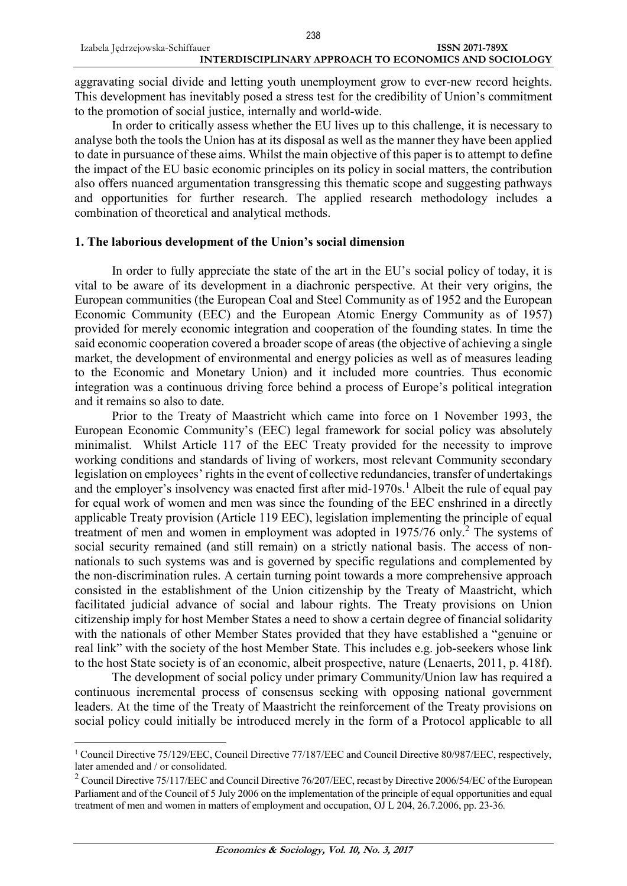aggravating social divide and letting youth unemployment grow to ever-new record heights. This development has inevitably posed a stress test for the credibility of Union's commitment to the promotion of social justice, internally and world-wide.

In order to critically assess whether the EU lives up to this challenge, it is necessary to analyse both the tools the Union has at its disposal as well as the manner they have been applied to date in pursuance of these aims. Whilst the main objective of this paper is to attempt to define the impact of the EU basic economic principles on its policy in social matters, the contribution also offers nuanced argumentation transgressing this thematic scope and suggesting pathways and opportunities for further research. The applied research methodology includes a combination of theoretical and analytical methods.

## 1. The laborious development of the Union's social dimension

In order to fully appreciate the state of the art in the EU's social policy of today, it is vital to be aware of its development in a diachronic perspective. At their very origins, the European communities (the European Coal and Steel Community as of 1952 and the European Economic Community (EEC) and the European Atomic Energy Community as of 1957) provided for merely economic integration and cooperation of the founding states. In time the said economic cooperation covered a broader scope of areas (the objective of achieving a single market, the development of environmental and energy policies as well as of measures leading to the Economic and Monetary Union) and it included more countries. Thus economic integration was a continuous driving force behind a process of Europe's political integration and it remains so also to date.

Prior to the Treaty of Maastricht which came into force on 1 November 1993, the European Economic Community's (EEC) legal framework for social policy was absolutely minimalist. Whilst Article 117 of the EEC Treaty provided for the necessity to improve working conditions and standards of living of workers, most relevant Community secondary legislation on employees' rights in the event of collective redundancies, transfer of undertakings and the employer's insolvency was enacted first after mid-1970s.[1] Albeit the rule of equal pay for equal work of women and men was since the founding of the EEC enshrined in a directly applicable Treaty provision (Article 119 EEC), legislation implementing the principle of equal treatment of men and women in employment was adopted in 1975/76 only.[2] The systems of social security remained (and still remain) on a strictly national basis. The access of non-nationals to such systems was and is governed by specific regulations and complemented by the non-discrimination rules. A certain turning point towards a more comprehensive approach consisted in the establishment of the Union citizenship by the Treaty of Maastricht, which facilitated judicial advance of social and labour rights. The Treaty provisions on Union citizenship imply for host Member States a need to show a certain degree of financial solidarity with the nationals of other Member States provided that they have established a "genuine or real link" with the society of the host Member State. This includes e.g. job-seekers whose link to the host State society is of an economic, albeit prospective, nature (Lenaerts, 2011, p. 418f).

The development of social policy under primary Community/Union law has required a continuous incremental process of consensus seeking with opposing national government leaders. At the time of the Treaty of Maastricht the reinforcement of the Treaty provisions on social policy could initially be introduced merely in the form of a Protocol applicable to all

---

[1] Council Directive 75/129/EEC, Council Directive 77/187/EEC and Council Directive 80/987/EEC, respectively, later amended and / or consolidated.

[2] Council Directive 75/117/EEC and Council Directive 76/207/EEC, recast by Directive 2006/54/EC of the European Parliament and of the Council of 5 July 2006 on the implementation of the principle of equal opportunities and equal treatment of men and women in matters of employment and occupation, OJ L 204, 26.7.2006, pp. 23-36.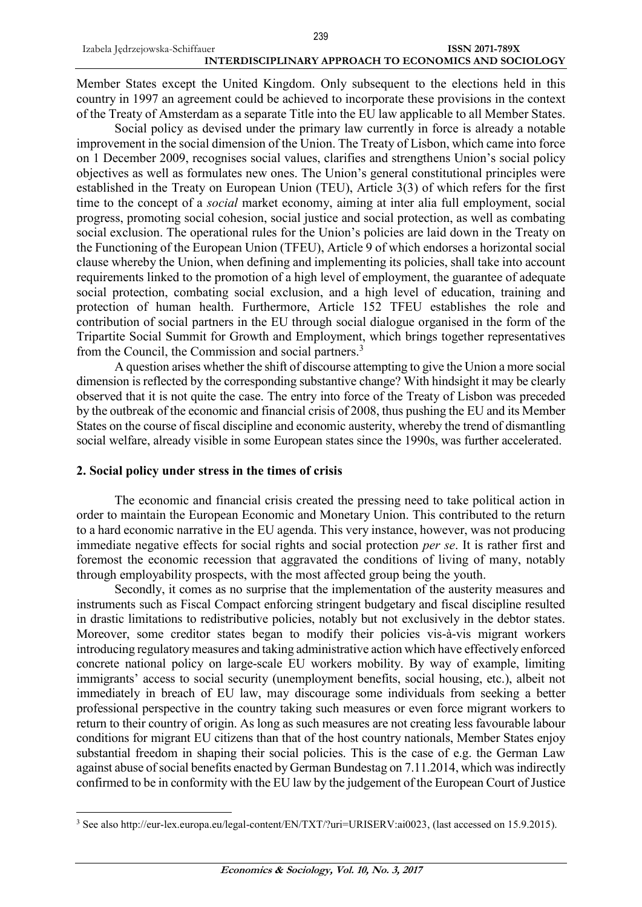Member States except the United Kingdom. Only subsequent to the elections held in this country in 1997 an agreement could be achieved to incorporate these provisions in the context of the Treaty of Amsterdam as a separate Title into the EU law applicable to all Member States.

Social policy as devised under the primary law currently in force is already a notable improvement in the social dimension of the Union. The Treaty of Lisbon, which came into force on 1 December 2009, recognises social values, clarifies and strengthens Union's social policy objectives as well as formulates new ones. The Union's general constitutional principles were established in the Treaty on European Union (TEU), Article 3(3) of which refers for the first time to the concept of a *social* market economy, aiming at inter alia full employment, social progress, promoting social cohesion, social justice and social protection, as well as combating social exclusion. The operational rules for the Union's policies are laid down in the Treaty on the Functioning of the European Union (TFEU), Article 9 of which endorses a horizontal social clause whereby the Union, when defining and implementing its policies, shall take into account requirements linked to the promotion of a high level of employment, the guarantee of adequate social protection, combating social exclusion, and a high level of education, training and protection of human health. Furthermore, Article 152 TFEU establishes the role and contribution of social partners in the EU through social dialogue organised in the form of the Tripartite Social Summit for Growth and Employment, which brings together representatives from the Council, the Commission and social partners.[3]

A question arises whether the shift of discourse attempting to give the Union a more social dimension is reflected by the corresponding substantive change? With hindsight it may be clearly observed that it is not quite the case. The entry into force of the Treaty of Lisbon was preceded by the outbreak of the economic and financial crisis of 2008, thus pushing the EU and its Member States on the course of fiscal discipline and economic austerity, whereby the trend of dismantling social welfare, already visible in some European states since the 1990s, was further accelerated.

## 2. Social policy under stress in the times of crisis

The economic and financial crisis created the pressing need to take political action in order to maintain the European Economic and Monetary Union. This contributed to the return to a hard economic narrative in the EU agenda. This very instance, however, was not producing immediate negative effects for social rights and social protection *per se*. It is rather first and foremost the economic recession that aggravated the conditions of living of many, notably through employability prospects, with the most affected group being the youth.

Secondly, it comes as no surprise that the implementation of the austerity measures and instruments such as Fiscal Compact enforcing stringent budgetary and fiscal discipline resulted in drastic limitations to redistributive policies, notably but not exclusively in the debtor states. Moreover, some creditor states began to modify their policies vis-à-vis migrant workers introducing regulatory measures and taking administrative action which have effectively enforced concrete national policy on large-scale EU workers mobility. By way of example, limiting immigrants' access to social security (unemployment benefits, social housing, etc.), albeit not immediately in breach of EU law, may discourage some individuals from seeking a better professional perspective in the country taking such measures or even force migrant workers to return to their country of origin. As long as such measures are not creating less favourable labour conditions for migrant EU citizens than that of the host country nationals, Member States enjoy substantial freedom in shaping their social policies. This is the case of e.g. the German Law against abuse of social benefits enacted by German Bundestag on 7.11.2014, which was indirectly confirmed to be in conformity with the EU law by the judgement of the European Court of Justice

[3] See also http://eur-lex.europa.eu/legal-content/EN/TXT/?uri=URISERV:ai0023, (last accessed on 15.9.2015).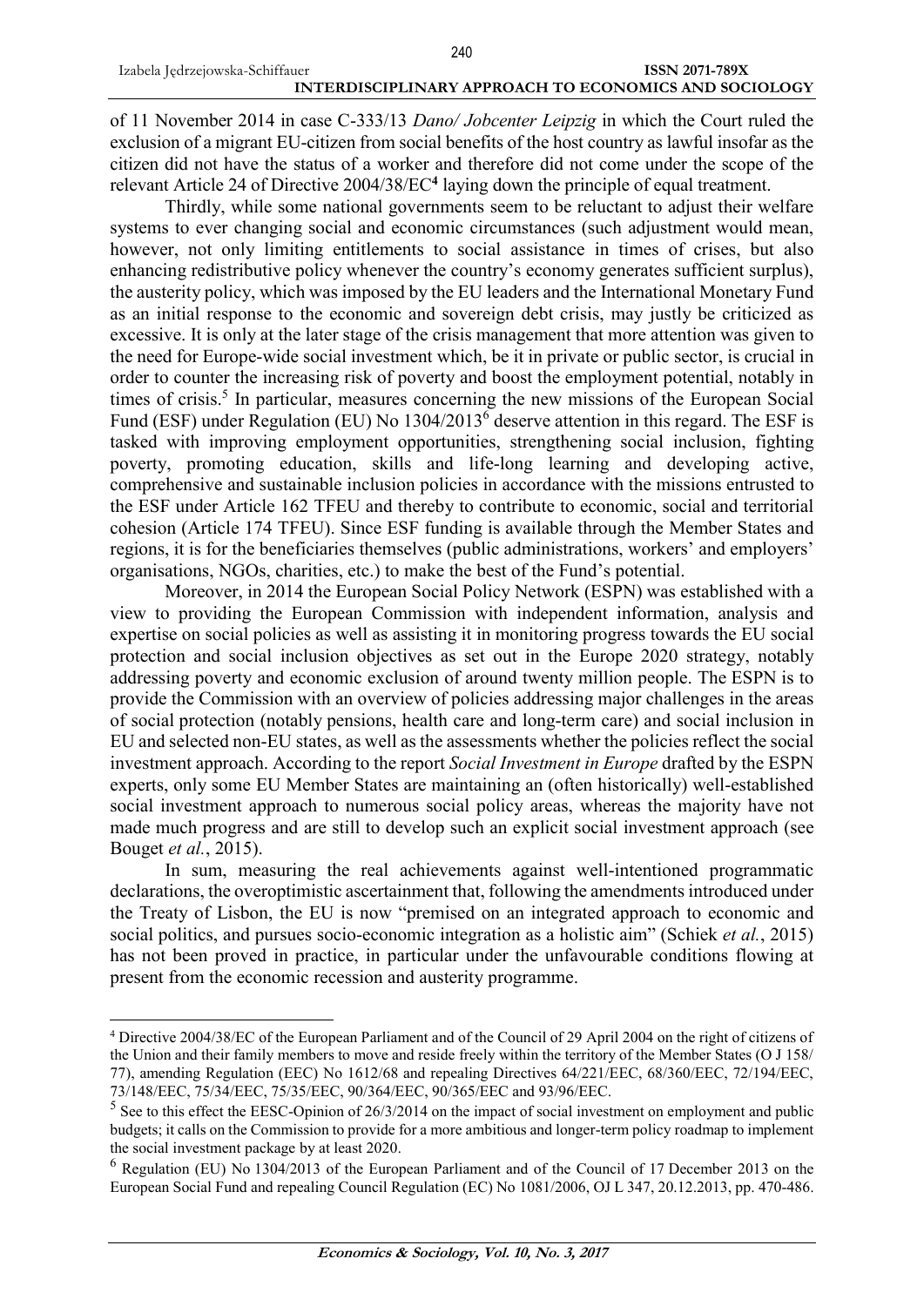of 11 November 2014 in case C-333/13 *Dano/ Jobcenter Leipzig* in which the Court ruled the exclusion of a migrant EU-citizen from social benefits of the host country as lawful insofar as the citizen did not have the status of a worker and therefore did not come under the scope of the relevant Article 24 of Directive 2004/38/EC[4] laying down the principle of equal treatment.

Thirdly, while some national governments seem to be reluctant to adjust their welfare systems to ever changing social and economic circumstances (such adjustment would mean, however, not only limiting entitlements to social assistance in times of crises, but also enhancing redistributive policy whenever the country's economy generates sufficient surplus), the austerity policy, which was imposed by the EU leaders and the International Monetary Fund as an initial response to the economic and sovereign debt crisis, may justly be criticized as excessive. It is only at the later stage of the crisis management that more attention was given to the need for Europe-wide social investment which, be it in private or public sector, is crucial in order to counter the increasing risk of poverty and boost the employment potential, notably in times of crisis.[5] In particular, measures concerning the new missions of the European Social Fund (ESF) under Regulation (EU) No 1304/2013[6] deserve attention in this regard. The ESF is tasked with improving employment opportunities, strengthening social inclusion, fighting poverty, promoting education, skills and life-long learning and developing active, comprehensive and sustainable inclusion policies in accordance with the missions entrusted to the ESF under Article 162 TFEU and thereby to contribute to economic, social and territorial cohesion (Article 174 TFEU). Since ESF funding is available through the Member States and regions, it is for the beneficiaries themselves (public administrations, workers' and employers' organisations, NGOs, charities, etc.) to make the best of the Fund's potential.

Moreover, in 2014 the European Social Policy Network (ESPN) was established with a view to providing the European Commission with independent information, analysis and expertise on social policies as well as assisting it in monitoring progress towards the EU social protection and social inclusion objectives as set out in the Europe 2020 strategy, notably addressing poverty and economic exclusion of around twenty million people. The ESPN is to provide the Commission with an overview of policies addressing major challenges in the areas of social protection (notably pensions, health care and long-term care) and social inclusion in EU and selected non-EU states, as well as the assessments whether the policies reflect the social investment approach. According to the report *Social Investment in Europe* drafted by the ESPN experts, only some EU Member States are maintaining an (often historically) well-established social investment approach to numerous social policy areas, whereas the majority have not made much progress and are still to develop such an explicit social investment approach (see Bouget *et al.*, 2015).

In sum, measuring the real achievements against well-intentioned programmatic declarations, the overoptimistic ascertainment that, following the amendments introduced under the Treaty of Lisbon, the EU is now "premised on an integrated approach to economic and social politics, and pursues socio-economic integration as a holistic aim" (Schiek *et al.*, 2015) has not been proved in practice, in particular under the unfavourable conditions flowing at present from the economic recession and austerity programme.

---

[4] Directive 2004/38/EC of the European Parliament and of the Council of 29 April 2004 on the right of citizens of the Union and their family members to move and reside freely within the territory of the Member States (O J 158/ 77), amending Regulation (EEC) No 1612/68 and repealing Directives 64/221/EEC, 68/360/EEC, 72/194/EEC, 73/148/EEC, 75/34/EEC, 75/35/EEC, 90/364/EEC, 90/365/EEC and 93/96/EEC.

[5] See to this effect the EESC-Opinion of 26/3/2014 on the impact of social investment on employment and public budgets; it calls on the Commission to provide for a more ambitious and longer-term policy roadmap to implement the social investment package by at least 2020.

[6] Regulation (EU) No 1304/2013 of the European Parliament and of the Council of 17 December 2013 on the European Social Fund and repealing Council Regulation (EC) No 1081/2006, OJ L 347, 20.12.2013, pp. 470-486.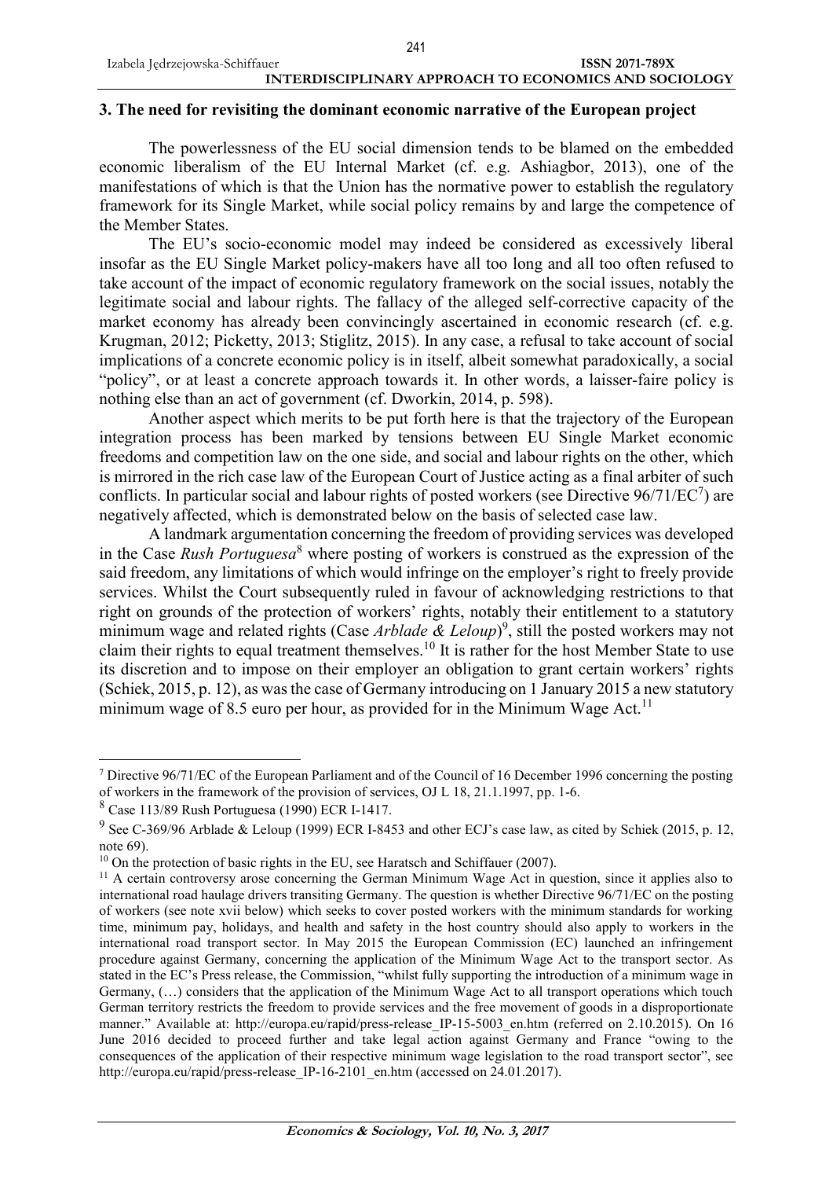## 3. The need for revisiting the dominant economic narrative of the European project

The powerlessness of the EU social dimension tends to be blamed on the embedded economic liberalism of the EU Internal Market (cf. e.g. Ashiagbor, 2013), one of the manifestations of which is that the Union has the normative power to establish the regulatory framework for its Single Market, while social policy remains by and large the competence of the Member States.

The EU's socio-economic model may indeed be considered as excessively liberal insofar as the EU Single Market policy-makers have all too long and all too often refused to take account of the impact of economic regulatory framework on the social issues, notably the legitimate social and labour rights. The fallacy of the alleged self-corrective capacity of the market economy has already been convincingly ascertained in economic research (cf. e.g. Krugman, 2012; Picketty, 2013; Stiglitz, 2015). In any case, a refusal to take account of social implications of a concrete economic policy is in itself, albeit somewhat paradoxically, a social "policy", or at least a concrete approach towards it. In other words, a laisser-faire policy is nothing else than an act of government (cf. Dworkin, 2014, p. 598).

Another aspect which merits to be put forth here is that the trajectory of the European integration process has been marked by tensions between EU Single Market economic freedoms and competition law on the one side, and social and labour rights on the other, which is mirrored in the rich case law of the European Court of Justice acting as a final arbiter of such conflicts. In particular social and labour rights of posted workers (see Directive 96/71/EC[7]) are negatively affected, which is demonstrated below on the basis of selected case law.

A landmark argumentation concerning the freedom of providing services was developed in the Case *Rush Portuguesa*[8] where posting of workers is construed as the expression of the said freedom, any limitations of which would infringe on the employer's right to freely provide services. Whilst the Court subsequently ruled in favour of acknowledging restrictions to that right on grounds of the protection of workers' rights, notably their entitlement to a statutory minimum wage and related rights (Case *Arblade & Leloup*)[9], still the posted workers may not claim their rights to equal treatment themselves.[10] It is rather for the host Member State to use its discretion and to impose on their employer an obligation to grant certain workers' rights (Schiek, 2015, p. 12), as was the case of Germany introducing on 1 January 2015 a new statutory minimum wage of 8.5 euro per hour, as provided for in the Minimum Wage Act.[11]

---

[7] Directive 96/71/EC of the European Parliament and of the Council of 16 December 1996 concerning the posting of workers in the framework of the provision of services, OJ L 18, 21.1.1997, pp. 1-6.

[8] Case 113/89 Rush Portuguesa (1990) ECR I-1417.

[9] See C-369/96 Arblade & Leloup (1999) ECR I-8453 and other ECJ's case law, as cited by Schiek (2015, p. 12, note 69).

[10] On the protection of basic rights in the EU, see Haratsch and Schiffauer (2007).

[11] A certain controversy arose concerning the German Minimum Wage Act in question, since it applies also to international road haulage drivers transiting Germany. The question is whether Directive 96/71/EC on the posting of workers (see note xvii below) which seeks to cover posted workers with the minimum standards for working time, minimum pay, holidays, and health and safety in the host country should also apply to workers in the international road transport sector. In May 2015 the European Commission (EC) launched an infringement procedure against Germany, concerning the application of the Minimum Wage Act to the transport sector. As stated in the EC's Press release, the Commission, "whilst fully supporting the introduction of a minimum wage in Germany, (…) considers that the application of the Minimum Wage Act to all transport operations which touch German territory restricts the freedom to provide services and the free movement of goods in a disproportionate manner." Available at: http://europa.eu/rapid/press-release_IP-15-5003_en.htm (referred on 2.10.2015). On 16 June 2016 decided to proceed further and take legal action against Germany and France "owing to the consequences of the application of their respective minimum wage legislation to the road transport sector", see http://europa.eu/rapid/press-release_IP-16-2101_en.htm (accessed on 24.01.2017).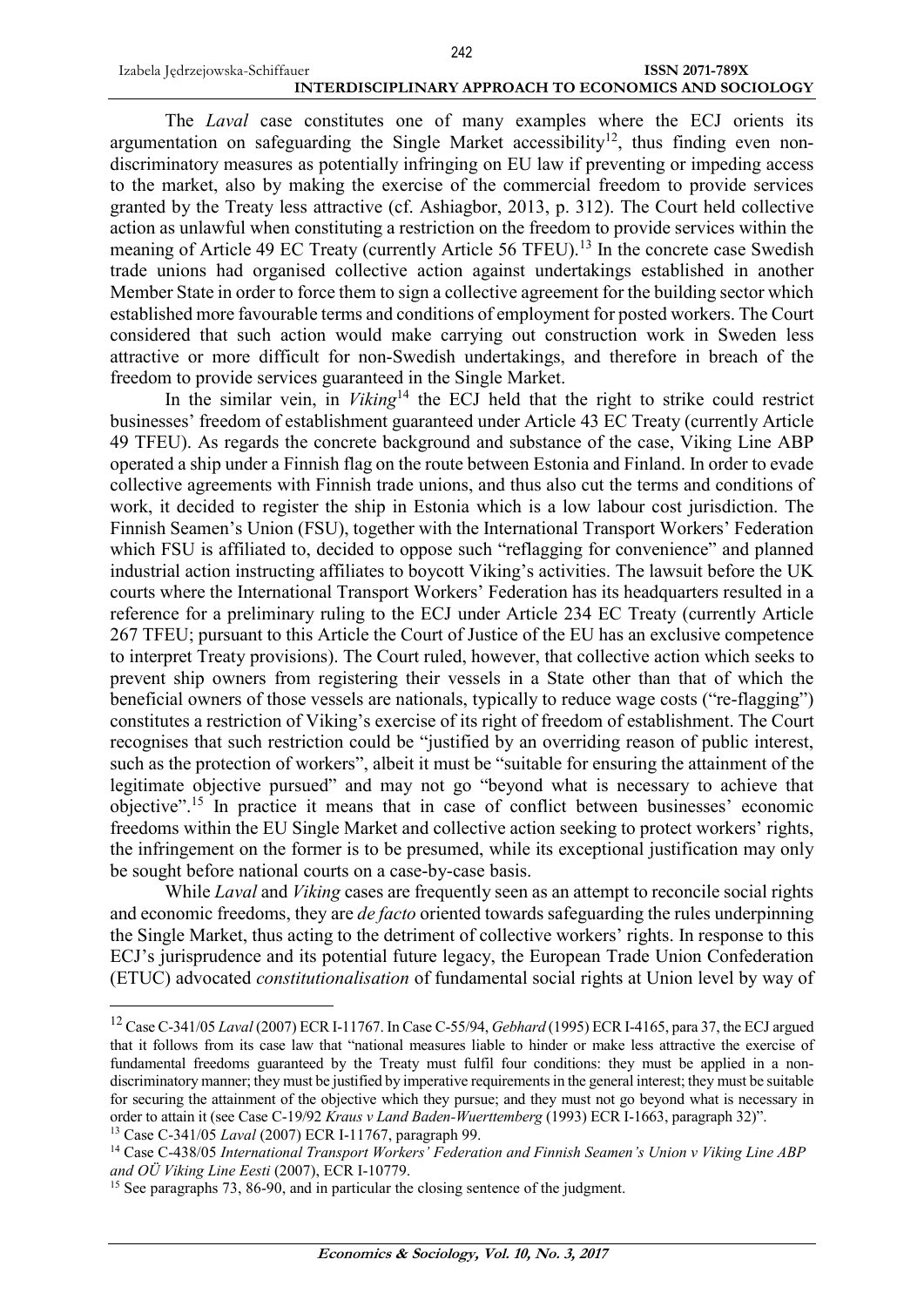The *Laval* case constitutes one of many examples where the ECJ orients its argumentation on safeguarding the Single Market accessibility[12], thus finding even non-discriminatory measures as potentially infringing on EU law if preventing or impeding access to the market, also by making the exercise of the commercial freedom to provide services granted by the Treaty less attractive (cf. Ashiagbor, 2013, p. 312). The Court held collective action as unlawful when constituting a restriction on the freedom to provide services within the meaning of Article 49 EC Treaty (currently Article 56 TFEU).[13] In the concrete case Swedish trade unions had organised collective action against undertakings established in another Member State in order to force them to sign a collective agreement for the building sector which established more favourable terms and conditions of employment for posted workers. The Court considered that such action would make carrying out construction work in Sweden less attractive or more difficult for non-Swedish undertakings, and therefore in breach of the freedom to provide services guaranteed in the Single Market.

In the similar vein, in *Viking*[14] the ECJ held that the right to strike could restrict businesses' freedom of establishment guaranteed under Article 43 EC Treaty (currently Article 49 TFEU). As regards the concrete background and substance of the case, Viking Line ABP operated a ship under a Finnish flag on the route between Estonia and Finland. In order to evade collective agreements with Finnish trade unions, and thus also cut the terms and conditions of work, it decided to register the ship in Estonia which is a low labour cost jurisdiction. The Finnish Seamen's Union (FSU), together with the International Transport Workers' Federation which FSU is affiliated to, decided to oppose such "reflagging for convenience" and planned industrial action instructing affiliates to boycott Viking's activities. The lawsuit before the UK courts where the International Transport Workers' Federation has its headquarters resulted in a reference for a preliminary ruling to the ECJ under Article 234 EC Treaty (currently Article 267 TFEU; pursuant to this Article the Court of Justice of the EU has an exclusive competence to interpret Treaty provisions). The Court ruled, however, that collective action which seeks to prevent ship owners from registering their vessels in a State other than that of which the beneficial owners of those vessels are nationals, typically to reduce wage costs ("re-flagging") constitutes a restriction of Viking's exercise of its right of freedom of establishment. The Court recognises that such restriction could be "justified by an overriding reason of public interest, such as the protection of workers", albeit it must be "suitable for ensuring the attainment of the legitimate objective pursued" and may not go "beyond what is necessary to achieve that objective".[15] In practice it means that in case of conflict between businesses' economic freedoms within the EU Single Market and collective action seeking to protect workers' rights, the infringement on the former is to be presumed, while its exceptional justification may only be sought before national courts on a case-by-case basis.

While *Laval* and *Viking* cases are frequently seen as an attempt to reconcile social rights and economic freedoms, they are *de facto* oriented towards safeguarding the rules underpinning the Single Market, thus acting to the detriment of collective workers' rights. In response to this ECJ's jurisprudence and its potential future legacy, the European Trade Union Confederation (ETUC) advocated *constitutionalisation* of fundamental social rights at Union level by way of

---

[12] Case C-341/05 *Laval* (2007) ECR I-11767. In Case C-55/94, *Gebhard* (1995) ECR I-4165, para 37, the ECJ argued that it follows from its case law that "national measures liable to hinder or make less attractive the exercise of fundamental freedoms guaranteed by the Treaty must fulfil four conditions: they must be applied in a non-discriminatory manner; they must be justified by imperative requirements in the general interest; they must be suitable for securing the attainment of the objective which they pursue; and they must not go beyond what is necessary in order to attain it (see Case C-19/92 *Kraus v Land Baden-Wuerttemberg* (1993) ECR I-1663, paragraph 32)".

[13] Case C-341/05 *Laval* (2007) ECR I-11767, paragraph 99.

[14] Case C-438/05 *International Transport Workers' Federation and Finnish Seamen's Union v Viking Line ABP and OÜ Viking Line Eesti* (2007), ECR I-10779.

[15] See paragraphs 73, 86-90, and in particular the closing sentence of the judgment.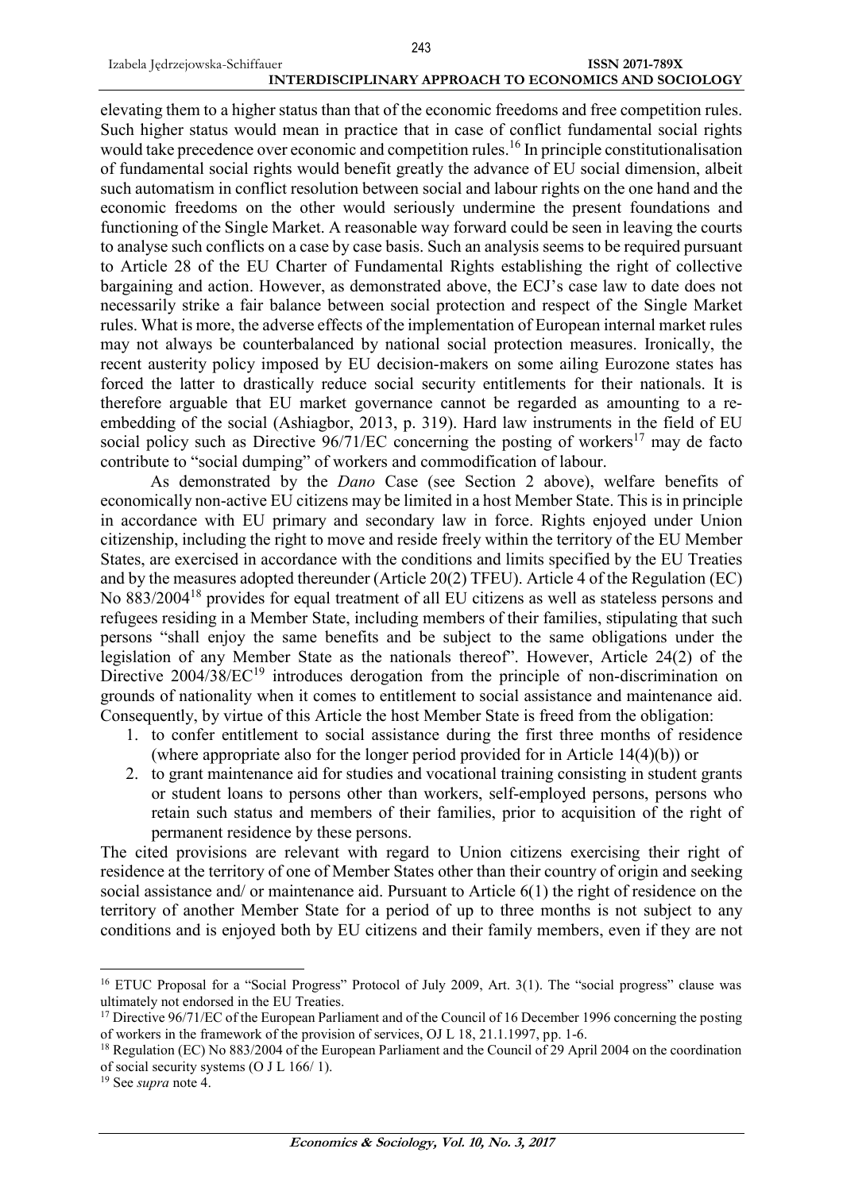elevating them to a higher status than that of the economic freedoms and free competition rules. Such higher status would mean in practice that in case of conflict fundamental social rights would take precedence over economic and competition rules.[16] In principle constitutionalisation of fundamental social rights would benefit greatly the advance of EU social dimension, albeit such automatism in conflict resolution between social and labour rights on the one hand and the economic freedoms on the other would seriously undermine the present foundations and functioning of the Single Market. A reasonable way forward could be seen in leaving the courts to analyse such conflicts on a case by case basis. Such an analysis seems to be required pursuant to Article 28 of the EU Charter of Fundamental Rights establishing the right of collective bargaining and action. However, as demonstrated above, the ECJ's case law to date does not necessarily strike a fair balance between social protection and respect of the Single Market rules. What is more, the adverse effects of the implementation of European internal market rules may not always be counterbalanced by national social protection measures. Ironically, the recent austerity policy imposed by EU decision-makers on some ailing Eurozone states has forced the latter to drastically reduce social security entitlements for their nationals. It is therefore arguable that EU market governance cannot be regarded as amounting to a re-embedding of the social (Ashiagbor, 2013, p. 319). Hard law instruments in the field of EU social policy such as Directive 96/71/EC concerning the posting of workers[17] may de facto contribute to "social dumping" of workers and commodification of labour.

As demonstrated by the *Dano* Case (see Section 2 above), welfare benefits of economically non-active EU citizens may be limited in a host Member State. This is in principle in accordance with EU primary and secondary law in force. Rights enjoyed under Union citizenship, including the right to move and reside freely within the territory of the EU Member States, are exercised in accordance with the conditions and limits specified by the EU Treaties and by the measures adopted thereunder (Article 20(2) TFEU). Article 4 of the Regulation (EC) No 883/2004[18] provides for equal treatment of all EU citizens as well as stateless persons and refugees residing in a Member State, including members of their families, stipulating that such persons "shall enjoy the same benefits and be subject to the same obligations under the legislation of any Member State as the nationals thereof". However, Article 24(2) of the Directive 2004/38/EC[19] introduces derogation from the principle of non-discrimination on grounds of nationality when it comes to entitlement to social assistance and maintenance aid. Consequently, by virtue of this Article the host Member State is freed from the obligation:

1. to confer entitlement to social assistance during the first three months of residence (where appropriate also for the longer period provided for in Article 14(4)(b)) or
2. to grant maintenance aid for studies and vocational training consisting in student grants or student loans to persons other than workers, self-employed persons, persons who retain such status and members of their families, prior to acquisition of the right of permanent residence by these persons.

The cited provisions are relevant with regard to Union citizens exercising their right of residence at the territory of one of Member States other than their country of origin and seeking social assistance and/ or maintenance aid. Pursuant to Article 6(1) the right of residence on the territory of another Member State for a period of up to three months is not subject to any conditions and is enjoyed both by EU citizens and their family members, even if they are not

---

[16] ETUC Proposal for a "Social Progress" Protocol of July 2009, Art. 3(1). The "social progress" clause was ultimately not endorsed in the EU Treaties.

[17] Directive 96/71/EC of the European Parliament and of the Council of 16 December 1996 concerning the posting of workers in the framework of the provision of services, OJ L 18, 21.1.1997, pp. 1-6.

[18] Regulation (EC) No 883/2004 of the European Parliament and the Council of 29 April 2004 on the coordination of social security systems (O J L 166/ 1).

[19] See *supra* note 4.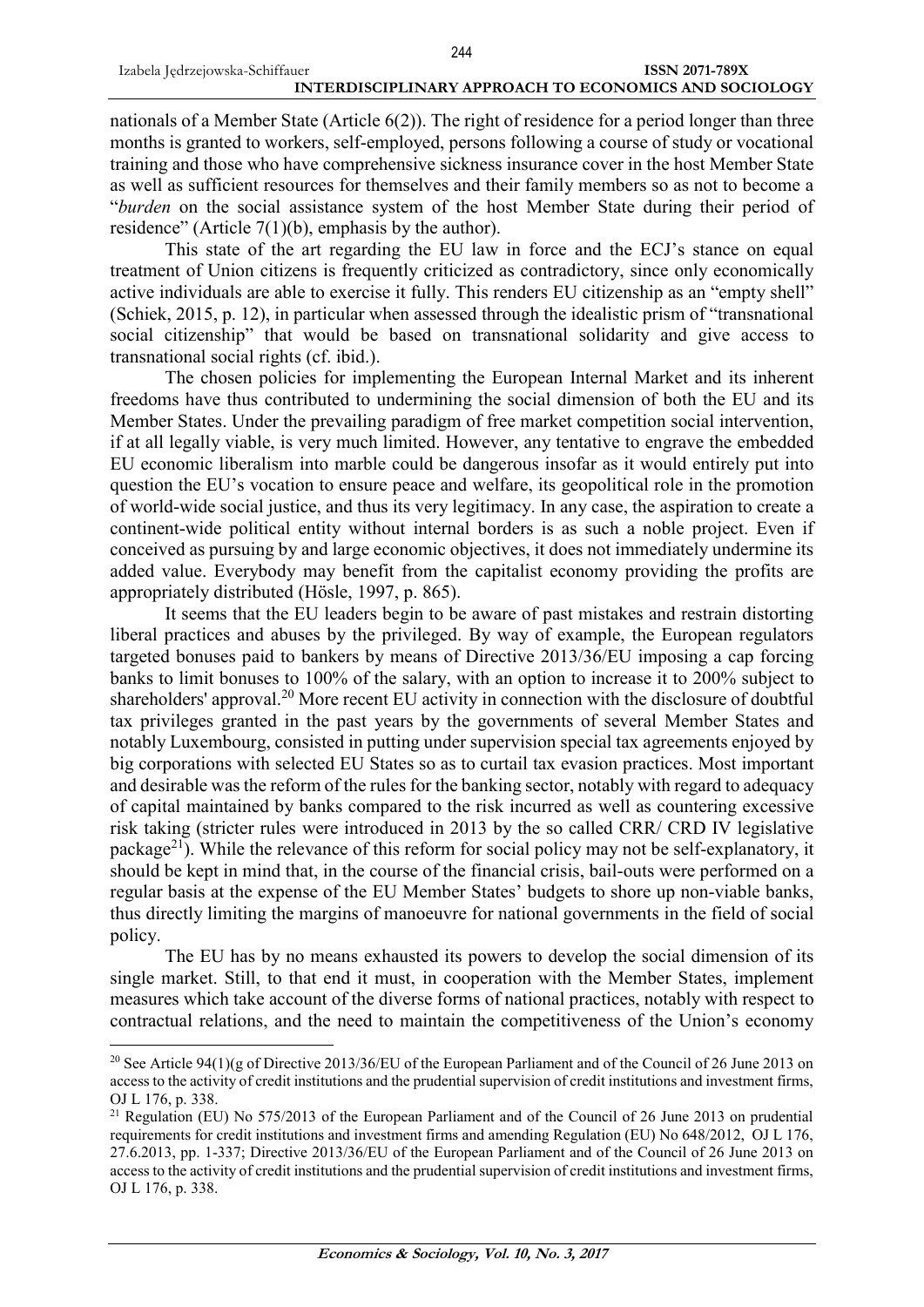nationals of a Member State (Article 6(2)). The right of residence for a period longer than three months is granted to workers, self-employed, persons following a course of study or vocational training and those who have comprehensive sickness insurance cover in the host Member State as well as sufficient resources for themselves and their family members so as not to become a "*burden* on the social assistance system of the host Member State during their period of residence" (Article 7(1)(b), emphasis by the author).

This state of the art regarding the EU law in force and the ECJ's stance on equal treatment of Union citizens is frequently criticized as contradictory, since only economically active individuals are able to exercise it fully. This renders EU citizenship as an "empty shell" (Schiek, 2015, p. 12), in particular when assessed through the idealistic prism of "transnational social citizenship" that would be based on transnational solidarity and give access to transnational social rights (cf. ibid.).

The chosen policies for implementing the European Internal Market and its inherent freedoms have thus contributed to undermining the social dimension of both the EU and its Member States. Under the prevailing paradigm of free market competition social intervention, if at all legally viable, is very much limited. However, any tentative to engrave the embedded EU economic liberalism into marble could be dangerous insofar as it would entirely put into question the EU's vocation to ensure peace and welfare, its geopolitical role in the promotion of world-wide social justice, and thus its very legitimacy. In any case, the aspiration to create a continent-wide political entity without internal borders is as such a noble project. Even if conceived as pursuing by and large economic objectives, it does not immediately undermine its added value. Everybody may benefit from the capitalist economy providing the profits are appropriately distributed (Hösle, 1997, p. 865).

It seems that the EU leaders begin to be aware of past mistakes and restrain distorting liberal practices and abuses by the privileged. By way of example, the European regulators targeted bonuses paid to bankers by means of Directive 2013/36/EU imposing a cap forcing banks to limit bonuses to 100% of the salary, with an option to increase it to 200% subject to shareholders' approval.[20] More recent EU activity in connection with the disclosure of doubtful tax privileges granted in the past years by the governments of several Member States and notably Luxembourg, consisted in putting under supervision special tax agreements enjoyed by big corporations with selected EU States so as to curtail tax evasion practices. Most important and desirable was the reform of the rules for the banking sector, notably with regard to adequacy of capital maintained by banks compared to the risk incurred as well as countering excessive risk taking (stricter rules were introduced in 2013 by the so called CRR/ CRD IV legislative package[21]). While the relevance of this reform for social policy may not be self-explanatory, it should be kept in mind that, in the course of the financial crisis, bail-outs were performed on a regular basis at the expense of the EU Member States' budgets to shore up non-viable banks, thus directly limiting the margins of manoeuvre for national governments in the field of social policy.

The EU has by no means exhausted its powers to develop the social dimension of its single market. Still, to that end it must, in cooperation with the Member States, implement measures which take account of the diverse forms of national practices, notably with respect to contractual relations, and the need to maintain the competitiveness of the Union's economy

---

[20] See Article 94(1)(g of Directive 2013/36/EU of the European Parliament and of the Council of 26 June 2013 on access to the activity of credit institutions and the prudential supervision of credit institutions and investment firms, OJ L 176, p. 338.

[21] Regulation (EU) No 575/2013 of the European Parliament and of the Council of 26 June 2013 on prudential requirements for credit institutions and investment firms and amending Regulation (EU) No 648/2012, OJ L 176, 27.6.2013, pp. 1-337; Directive 2013/36/EU of the European Parliament and of the Council of 26 June 2013 on access to the activity of credit institutions and the prudential supervision of credit institutions and investment firms, OJ L 176, p. 338.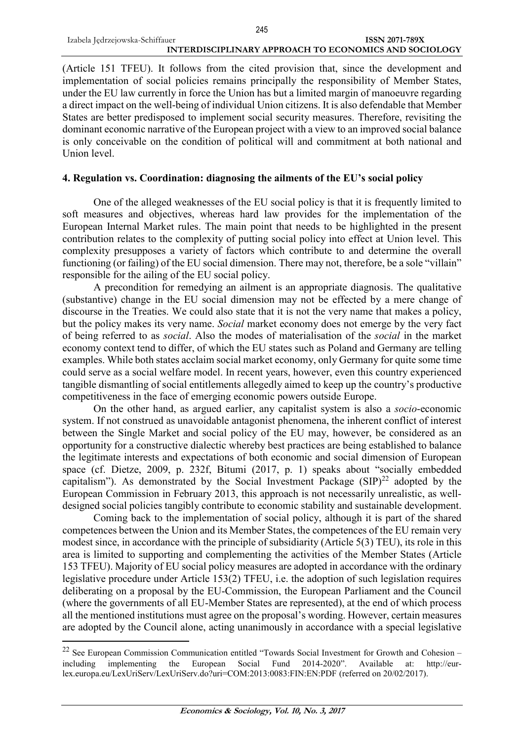(Article 151 TFEU). It follows from the cited provision that, since the development and implementation of social policies remains principally the responsibility of Member States, under the EU law currently in force the Union has but a limited margin of manoeuvre regarding a direct impact on the well-being of individual Union citizens. It is also defendable that Member States are better predisposed to implement social security measures. Therefore, revisiting the dominant economic narrative of the European project with a view to an improved social balance is only conceivable on the condition of political will and commitment at both national and Union level.

## 4. Regulation vs. Coordination: diagnosing the ailments of the EU's social policy

One of the alleged weaknesses of the EU social policy is that it is frequently limited to soft measures and objectives, whereas hard law provides for the implementation of the European Internal Market rules. The main point that needs to be highlighted in the present contribution relates to the complexity of putting social policy into effect at Union level. This complexity presupposes a variety of factors which contribute to and determine the overall functioning (or failing) of the EU social dimension. There may not, therefore, be a sole "villain" responsible for the ailing of the EU social policy.

A precondition for remedying an ailment is an appropriate diagnosis. The qualitative (substantive) change in the EU social dimension may not be effected by a mere change of discourse in the Treaties. We could also state that it is not the very name that makes a policy, but the policy makes its very name. *Social* market economy does not emerge by the very fact of being referred to as *social*. Also the modes of materialisation of the *social* in the market economy context tend to differ, of which the EU states such as Poland and Germany are telling examples. While both states acclaim social market economy, only Germany for quite some time could serve as a social welfare model. In recent years, however, even this country experienced tangible dismantling of social entitlements allegedly aimed to keep up the country's productive competitiveness in the face of emerging economic powers outside Europe.

On the other hand, as argued earlier, any capitalist system is also a *socio*-economic system. If not construed as unavoidable antagonist phenomena, the inherent conflict of interest between the Single Market and social policy of the EU may, however, be considered as an opportunity for a constructive dialectic whereby best practices are being established to balance the legitimate interests and expectations of both economic and social dimension of European space (cf. Dietze, 2009, p. 232f, Bitumi (2017, p. 1) speaks about "socially embedded capitalism"). As demonstrated by the Social Investment Package (SIP)[22] adopted by the European Commission in February 2013, this approach is not necessarily unrealistic, as well-designed social policies tangibly contribute to economic stability and sustainable development.

Coming back to the implementation of social policy, although it is part of the shared competences between the Union and its Member States, the competences of the EU remain very modest since, in accordance with the principle of subsidiarity (Article 5(3) TEU), its role in this area is limited to supporting and complementing the activities of the Member States (Article 153 TFEU). Majority of EU social policy measures are adopted in accordance with the ordinary legislative procedure under Article 153(2) TFEU, i.e. the adoption of such legislation requires deliberating on a proposal by the EU-Commission, the European Parliament and the Council (where the governments of all EU-Member States are represented), at the end of which process all the mentioned institutions must agree on the proposal's wording. However, certain measures are adopted by the Council alone, acting unanimously in accordance with a special legislative

---

[22] See European Commission Communication entitled "Towards Social Investment for Growth and Cohesion – including implementing the European Social Fund 2014-2020". Available at: http://eur-lex.europa.eu/LexUriServ/LexUriServ.do?uri=COM:2013:0083:FIN:EN:PDF (referred on 20/02/2017).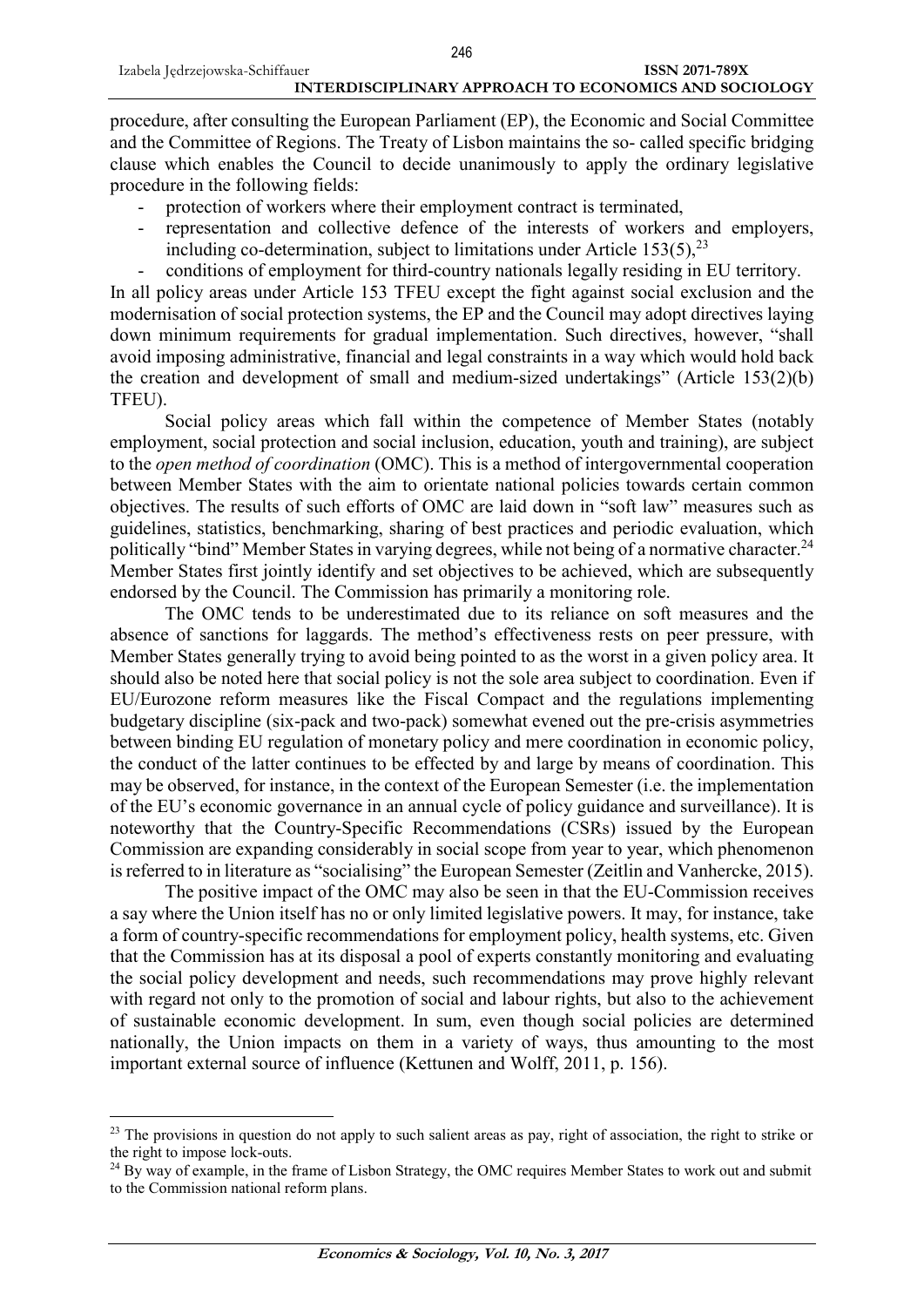procedure, after consulting the European Parliament (EP), the Economic and Social Committee and the Committee of Regions. The Treaty of Lisbon maintains the so- called specific bridging clause which enables the Council to decide unanimously to apply the ordinary legislative procedure in the following fields:

- protection of workers where their employment contract is terminated,
- representation and collective defence of the interests of workers and employers, including co-determination, subject to limitations under Article 153(5),[23]
- conditions of employment for third-country nationals legally residing in EU territory.

In all policy areas under Article 153 TFEU except the fight against social exclusion and the modernisation of social protection systems, the EP and the Council may adopt directives laying down minimum requirements for gradual implementation. Such directives, however, "shall avoid imposing administrative, financial and legal constraints in a way which would hold back the creation and development of small and medium-sized undertakings" (Article 153(2)(b) TFEU).

Social policy areas which fall within the competence of Member States (notably employment, social protection and social inclusion, education, youth and training), are subject to the *open method of coordination* (OMC). This is a method of intergovernmental cooperation between Member States with the aim to orientate national policies towards certain common objectives. The results of such efforts of OMC are laid down in "soft law" measures such as guidelines, statistics, benchmarking, sharing of best practices and periodic evaluation, which politically "bind" Member States in varying degrees, while not being of a normative character.[24] Member States first jointly identify and set objectives to be achieved, which are subsequently endorsed by the Council. The Commission has primarily a monitoring role.

The OMC tends to be underestimated due to its reliance on soft measures and the absence of sanctions for laggards. The method's effectiveness rests on peer pressure, with Member States generally trying to avoid being pointed to as the worst in a given policy area. It should also be noted here that social policy is not the sole area subject to coordination. Even if EU/Eurozone reform measures like the Fiscal Compact and the regulations implementing budgetary discipline (six-pack and two-pack) somewhat evened out the pre-crisis asymmetries between binding EU regulation of monetary policy and mere coordination in economic policy, the conduct of the latter continues to be effected by and large by means of coordination. This may be observed, for instance, in the context of the European Semester (i.e. the implementation of the EU's economic governance in an annual cycle of policy guidance and surveillance). It is noteworthy that the Country-Specific Recommendations (CSRs) issued by the European Commission are expanding considerably in social scope from year to year, which phenomenon is referred to in literature as "socialising" the European Semester (Zeitlin and Vanhercke, 2015).

The positive impact of the OMC may also be seen in that the EU-Commission receives a say where the Union itself has no or only limited legislative powers. It may, for instance, take a form of country-specific recommendations for employment policy, health systems, etc. Given that the Commission has at its disposal a pool of experts constantly monitoring and evaluating the social policy development and needs, such recommendations may prove highly relevant with regard not only to the promotion of social and labour rights, but also to the achievement of sustainable economic development. In sum, even though social policies are determined nationally, the Union impacts on them in a variety of ways, thus amounting to the most important external source of influence (Kettunen and Wolff, 2011, p. 156).

---

[23] The provisions in question do not apply to such salient areas as pay, right of association, the right to strike or the right to impose lock-outs.

[24] By way of example, in the frame of Lisbon Strategy, the OMC requires Member States to work out and submit to the Commission national reform plans.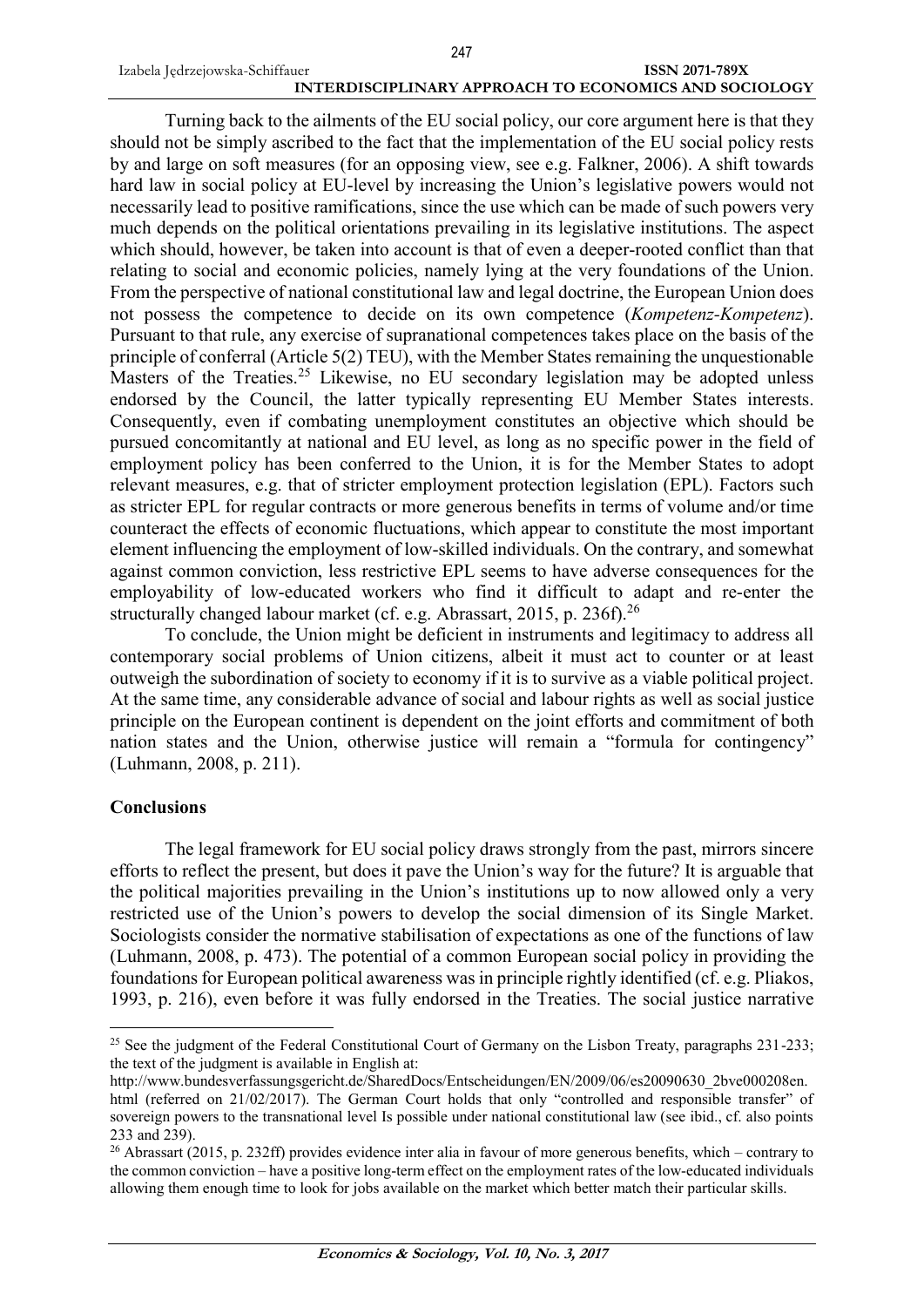Turning back to the ailments of the EU social policy, our core argument here is that they should not be simply ascribed to the fact that the implementation of the EU social policy rests by and large on soft measures (for an opposing view, see e.g. Falkner, 2006). A shift towards hard law in social policy at EU-level by increasing the Union's legislative powers would not necessarily lead to positive ramifications, since the use which can be made of such powers very much depends on the political orientations prevailing in its legislative institutions. The aspect which should, however, be taken into account is that of even a deeper-rooted conflict than that relating to social and economic policies, namely lying at the very foundations of the Union. From the perspective of national constitutional law and legal doctrine, the European Union does not possess the competence to decide on its own competence (*Kompetenz-Kompetenz*). Pursuant to that rule, any exercise of supranational competences takes place on the basis of the principle of conferral (Article 5(2) TEU), with the Member States remaining the unquestionable Masters of the Treaties.[25] Likewise, no EU secondary legislation may be adopted unless endorsed by the Council, the latter typically representing EU Member States interests. Consequently, even if combating unemployment constitutes an objective which should be pursued concomitantly at national and EU level, as long as no specific power in the field of employment policy has been conferred to the Union, it is for the Member States to adopt relevant measures, e.g. that of stricter employment protection legislation (EPL). Factors such as stricter EPL for regular contracts or more generous benefits in terms of volume and/or time counteract the effects of economic fluctuations, which appear to constitute the most important element influencing the employment of low-skilled individuals. On the contrary, and somewhat against common conviction, less restrictive EPL seems to have adverse consequences for the employability of low-educated workers who find it difficult to adapt and re-enter the structurally changed labour market (cf. e.g. Abrassart, 2015, p. 236f).[26]

To conclude, the Union might be deficient in instruments and legitimacy to address all contemporary social problems of Union citizens, albeit it must act to counter or at least outweigh the subordination of society to economy if it is to survive as a viable political project. At the same time, any considerable advance of social and labour rights as well as social justice principle on the European continent is dependent on the joint efforts and commitment of both nation states and the Union, otherwise justice will remain a "formula for contingency" (Luhmann, 2008, p. 211).

## Conclusions

The legal framework for EU social policy draws strongly from the past, mirrors sincere efforts to reflect the present, but does it pave the Union's way for the future? It is arguable that the political majorities prevailing in the Union's institutions up to now allowed only a very restricted use of the Union's powers to develop the social dimension of its Single Market. Sociologists consider the normative stabilisation of expectations as one of the functions of law (Luhmann, 2008, p. 473). The potential of a common European social policy in providing the foundations for European political awareness was in principle rightly identified (cf. e.g. Pliakos, 1993, p. 216), even before it was fully endorsed in the Treaties. The social justice narrative

---

[25] See the judgment of the Federal Constitutional Court of Germany on the Lisbon Treaty, paragraphs 231-233; the text of the judgment is available in English at: http://www.bundesverfassungsgericht.de/SharedDocs/Entscheidungen/EN/2009/06/es20090630_2bve000208en.html (referred on 21/02/2017). The German Court holds that only "controlled and responsible transfer" of sovereign powers to the transnational level Is possible under national constitutional law (see ibid., cf. also points 233 and 239).

[26] Abrassart (2015, p. 232ff) provides evidence inter alia in favour of more generous benefits, which – contrary to the common conviction – have a positive long-term effect on the employment rates of the low-educated individuals allowing them enough time to look for jobs available on the market which better match their particular skills.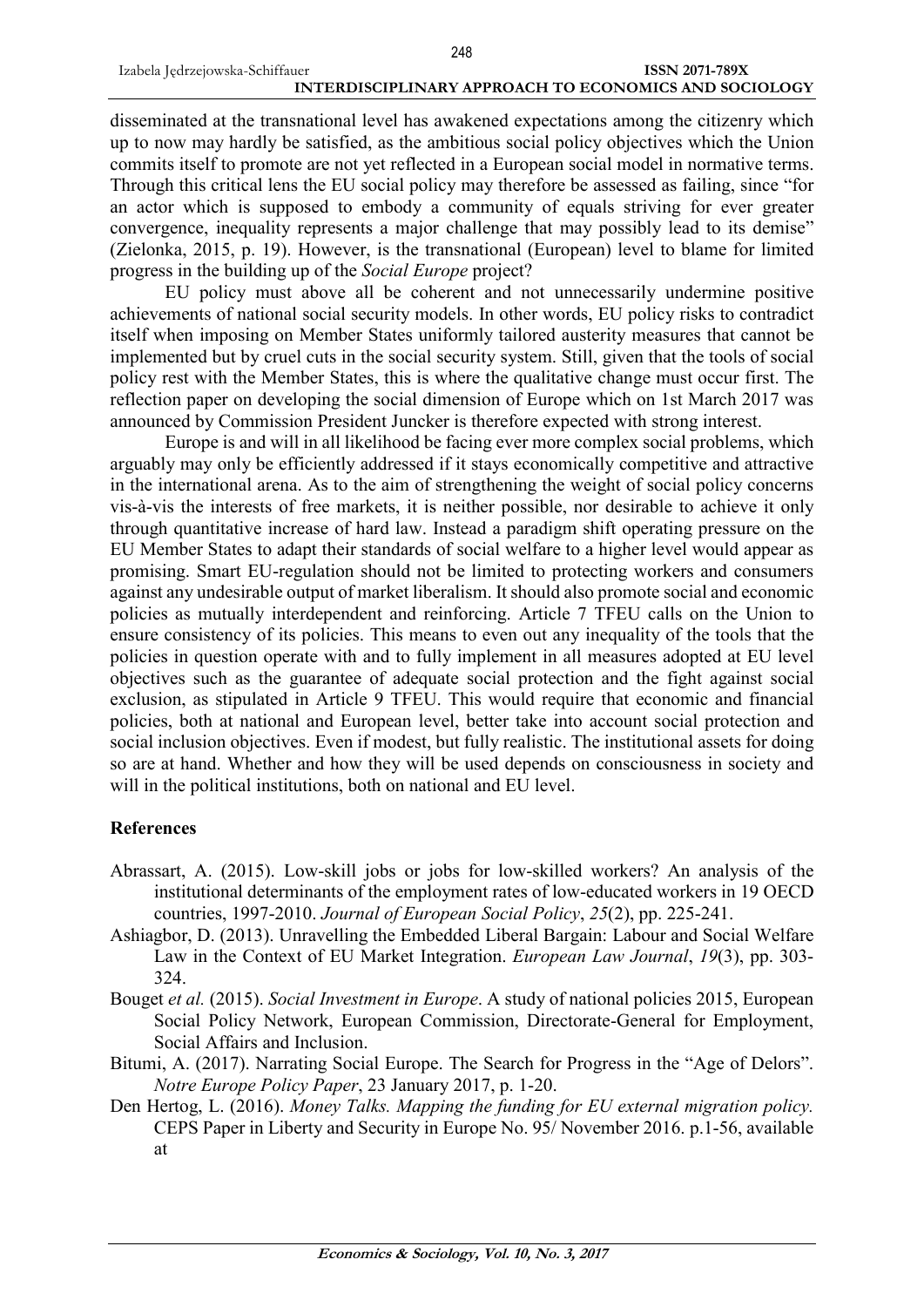disseminated at the transnational level has awakened expectations among the citizenry which up to now may hardly be satisfied, as the ambitious social policy objectives which the Union commits itself to promote are not yet reflected in a European social model in normative terms. Through this critical lens the EU social policy may therefore be assessed as failing, since "for an actor which is supposed to embody a community of equals striving for ever greater convergence, inequality represents a major challenge that may possibly lead to its demise" (Zielonka, 2015, p. 19). However, is the transnational (European) level to blame for limited progress in the building up of the *Social Europe* project?

EU policy must above all be coherent and not unnecessarily undermine positive achievements of national social security models. In other words, EU policy risks to contradict itself when imposing on Member States uniformly tailored austerity measures that cannot be implemented but by cruel cuts in the social security system. Still, given that the tools of social policy rest with the Member States, this is where the qualitative change must occur first. The reflection paper on developing the social dimension of Europe which on 1st March 2017 was announced by Commission President Juncker is therefore expected with strong interest.

Europe is and will in all likelihood be facing ever more complex social problems, which arguably may only be efficiently addressed if it stays economically competitive and attractive in the international arena. As to the aim of strengthening the weight of social policy concerns vis-à-vis the interests of free markets, it is neither possible, nor desirable to achieve it only through quantitative increase of hard law. Instead a paradigm shift operating pressure on the EU Member States to adapt their standards of social welfare to a higher level would appear as promising. Smart EU-regulation should not be limited to protecting workers and consumers against any undesirable output of market liberalism. It should also promote social and economic policies as mutually interdependent and reinforcing. Article 7 TFEU calls on the Union to ensure consistency of its policies. This means to even out any inequality of the tools that the policies in question operate with and to fully implement in all measures adopted at EU level objectives such as the guarantee of adequate social protection and the fight against social exclusion, as stipulated in Article 9 TFEU. This would require that economic and financial policies, both at national and European level, better take into account social protection and social inclusion objectives. Even if modest, but fully realistic. The institutional assets for doing so are at hand. Whether and how they will be used depends on consciousness in society and will in the political institutions, both on national and EU level.

## References

Abrassart, A. (2015). Low-skill jobs or jobs for low-skilled workers? An analysis of the institutional determinants of the employment rates of low-educated workers in 19 OECD countries, 1997-2010. *Journal of European Social Policy*, *25*(2), pp. 225-241.

Ashiagbor, D. (2013). Unravelling the Embedded Liberal Bargain: Labour and Social Welfare Law in the Context of EU Market Integration. *European Law Journal*, *19*(3), pp. 303-324.

Bouget *et al.* (2015). *Social Investment in Europe*. A study of national policies 2015, European Social Policy Network, European Commission, Directorate-General for Employment, Social Affairs and Inclusion.

Bitumi, A. (2017). Narrating Social Europe. The Search for Progress in the "Age of Delors". *Notre Europe Policy Paper*, 23 January 2017, p. 1-20.

Den Hertog, L. (2016). *Money Talks. Mapping the funding for EU external migration policy.* CEPS Paper in Liberty and Security in Europe No. 95/ November 2016. p.1-56, available at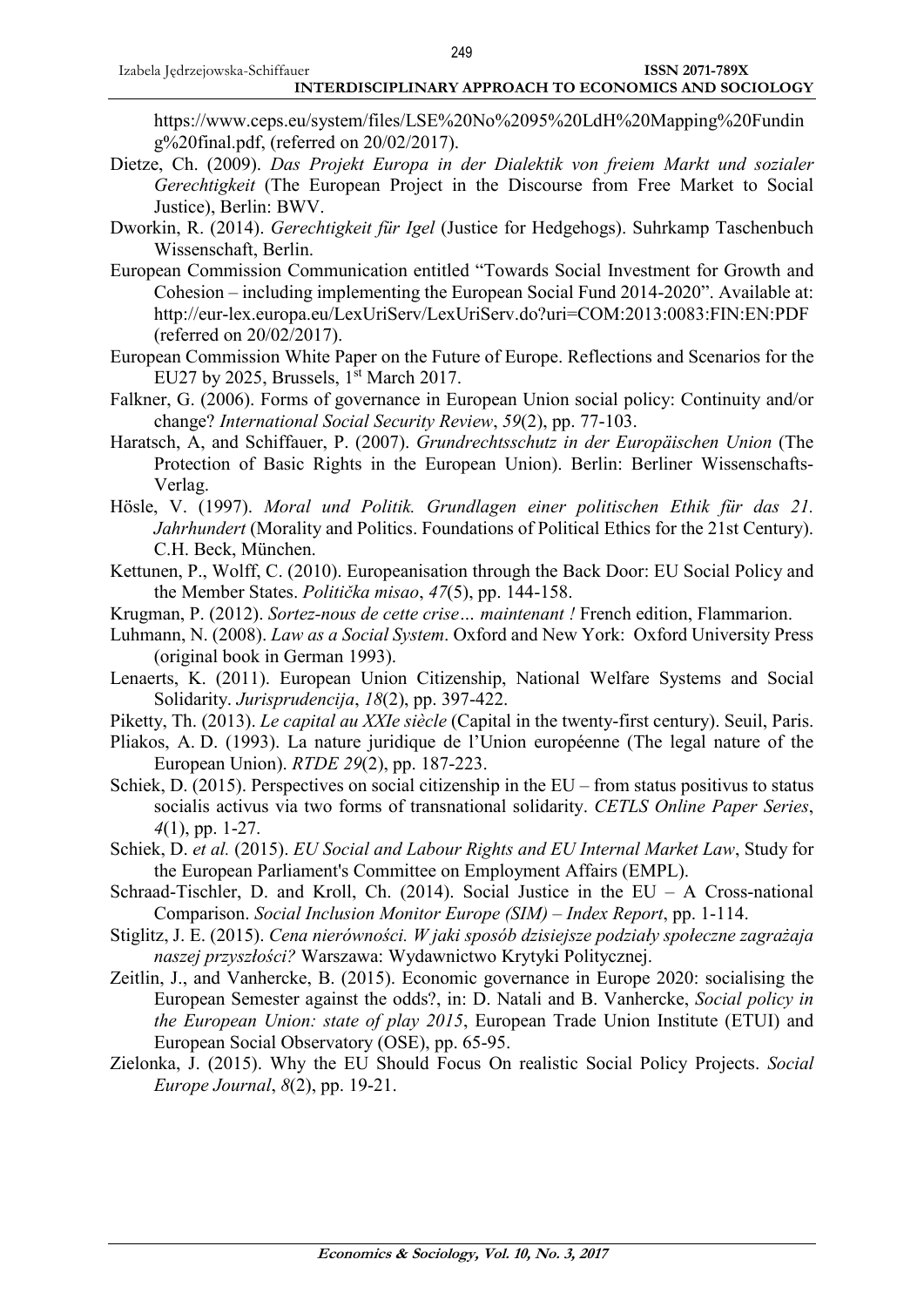https://www.ceps.eu/system/files/LSE%20No%2095%20LdH%20Mapping%20Funding%20final.pdf, (referred on 20/02/2017).

Dietze, Ch. (2009). *Das Projekt Europa in der Dialektik von freiem Markt und sozialer Gerechtigkeit* (The European Project in the Discourse from Free Market to Social Justice), Berlin: BWV.

Dworkin, R. (2014). *Gerechtigkeit für Igel* (Justice for Hedgehogs). Suhrkamp Taschenbuch Wissenschaft, Berlin.

European Commission Communication entitled "Towards Social Investment for Growth and Cohesion – including implementing the European Social Fund 2014-2020". Available at: http://eur-lex.europa.eu/LexUriServ/LexUriServ.do?uri=COM:2013:0083:FIN:EN:PDF (referred on 20/02/2017).

European Commission White Paper on the Future of Europe. Reflections and Scenarios for the EU27 by 2025, Brussels, 1st March 2017.

Falkner, G. (2006). Forms of governance in European Union social policy: Continuity and/or change? *International Social Security Review*, *59*(2), pp. 77-103.

Haratsch, A, and Schiffauer, P. (2007). *Grundrechtsschutz in der Europäischen Union* (The Protection of Basic Rights in the European Union). Berlin: Berliner Wissenschafts-Verlag.

Hösle, V. (1997). *Moral und Politik. Grundlagen einer politischen Ethik für das 21. Jahrhundert* (Morality and Politics. Foundations of Political Ethics for the 21st Century). C.H. Beck, München.

Kettunen, P., Wolff, C. (2010). Europeanisation through the Back Door: EU Social Policy and the Member States. *Politička misao*, *47*(5), pp. 144-158.

Krugman, P. (2012). *Sortez-nous de cette crise… maintenant !* French edition, Flammarion.

Luhmann, N. (2008). *Law as a Social System*. Oxford and New York: Oxford University Press (original book in German 1993).

Lenaerts, K. (2011). European Union Citizenship, National Welfare Systems and Social Solidarity. *Jurisprudencija*, *18*(2), pp. 397-422.

Piketty, Th. (2013). *Le capital au XXIe siècle* (Capital in the twenty-first century). Seuil, Paris.

Pliakos, A. D. (1993). La nature juridique de l'Union européenne (The legal nature of the European Union). *RTDE 29*(2), pp. 187-223.

Schiek, D. (2015). Perspectives on social citizenship in the EU – from status positivus to status socialis activus via two forms of transnational solidarity. *CETLS Online Paper Series*, *4*(1), pp. 1-27.

Schiek, D. *et al.* (2015). *EU Social and Labour Rights and EU Internal Market Law*, Study for the European Parliament's Committee on Employment Affairs (EMPL).

Schraad-Tischler, D. and Kroll, Ch. (2014). Social Justice in the EU – A Cross-national Comparison. *Social Inclusion Monitor Europe (SIM) – Index Report*, pp. 1-114.

Stiglitz, J. E. (2015). *Cena nierówności. W jaki sposób dzisiejsze podziały społeczne zagrażaja naszej przyszłości?* Warszawa: Wydawnictwo Krytyki Politycznej.

Zeitlin, J., and Vanhercke, B. (2015). Economic governance in Europe 2020: socialising the European Semester against the odds?, in: D. Natali and B. Vanhercke, *Social policy in the European Union: state of play 2015*, European Trade Union Institute (ETUI) and European Social Observatory (OSE), pp. 65-95.

Zielonka, J. (2015). Why the EU Should Focus On realistic Social Policy Projects. *Social Europe Journal*, *8*(2), pp. 19-21.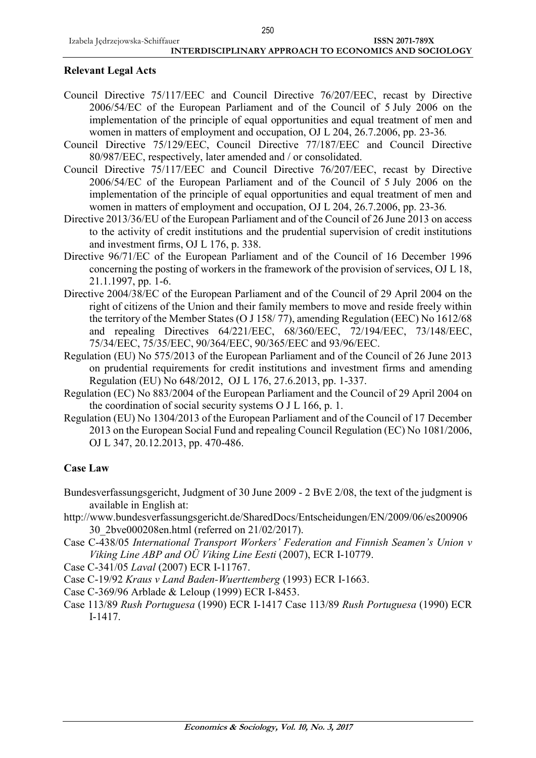## Relevant Legal Acts

Council Directive 75/117/EEC and Council Directive 76/207/EEC, recast by Directive 2006/54/EC of the European Parliament and of the Council of 5 July 2006 on the implementation of the principle of equal opportunities and equal treatment of men and women in matters of employment and occupation, OJ L 204, 26.7.2006, pp. 23-36.

Council Directive 75/129/EEC, Council Directive 77/187/EEC and Council Directive 80/987/EEC, respectively, later amended and / or consolidated.

Council Directive 75/117/EEC and Council Directive 76/207/EEC, recast by Directive 2006/54/EC of the European Parliament and of the Council of 5 July 2006 on the implementation of the principle of equal opportunities and equal treatment of men and women in matters of employment and occupation, OJ L 204, 26.7.2006, pp. 23-36.

Directive 2013/36/EU of the European Parliament and of the Council of 26 June 2013 on access to the activity of credit institutions and the prudential supervision of credit institutions and investment firms, OJ L 176, p. 338.

Directive 96/71/EC of the European Parliament and of the Council of 16 December 1996 concerning the posting of workers in the framework of the provision of services, OJ L 18, 21.1.1997, pp. 1-6.

Directive 2004/38/EC of the European Parliament and of the Council of 29 April 2004 on the right of citizens of the Union and their family members to move and reside freely within the territory of the Member States (O J 158/ 77), amending Regulation (EEC) No 1612/68 and repealing Directives 64/221/EEC, 68/360/EEC, 72/194/EEC, 73/148/EEC, 75/34/EEC, 75/35/EEC, 90/364/EEC, 90/365/EEC and 93/96/EEC.

Regulation (EU) No 575/2013 of the European Parliament and of the Council of 26 June 2013 on prudential requirements for credit institutions and investment firms and amending Regulation (EU) No 648/2012, OJ L 176, 27.6.2013, pp. 1-337.

Regulation (EC) No 883/2004 of the European Parliament and the Council of 29 April 2004 on the coordination of social security systems O J L 166, p. 1.

Regulation (EU) No 1304/2013 of the European Parliament and of the Council of 17 December 2013 on the European Social Fund and repealing Council Regulation (EC) No 1081/2006, OJ L 347, 20.12.2013, pp. 470-486.

## Case Law

Bundesverfassungsgericht, Judgment of 30 June 2009 - 2 BvE 2/08, the text of the judgment is available in English at:

http://www.bundesverfassungsgericht.de/SharedDocs/Entscheidungen/EN/2009/06/es20090630_2bve000208en.html (referred on 21/02/2017).

Case C-438/05 *International Transport Workers' Federation and Finnish Seamen's Union v Viking Line ABP and OÜ Viking Line Eesti* (2007), ECR I-10779.

Case C-341/05 *Laval* (2007) ECR I-11767.

Case C-19/92 *Kraus v Land Baden-Wuerttemberg* (1993) ECR I-1663.

Case C-369/96 Arblade & Leloup (1999) ECR I-8453.

Case 113/89 *Rush Portuguesa* (1990) ECR I-1417 Case 113/89 *Rush Portuguesa* (1990) ECR I-1417.